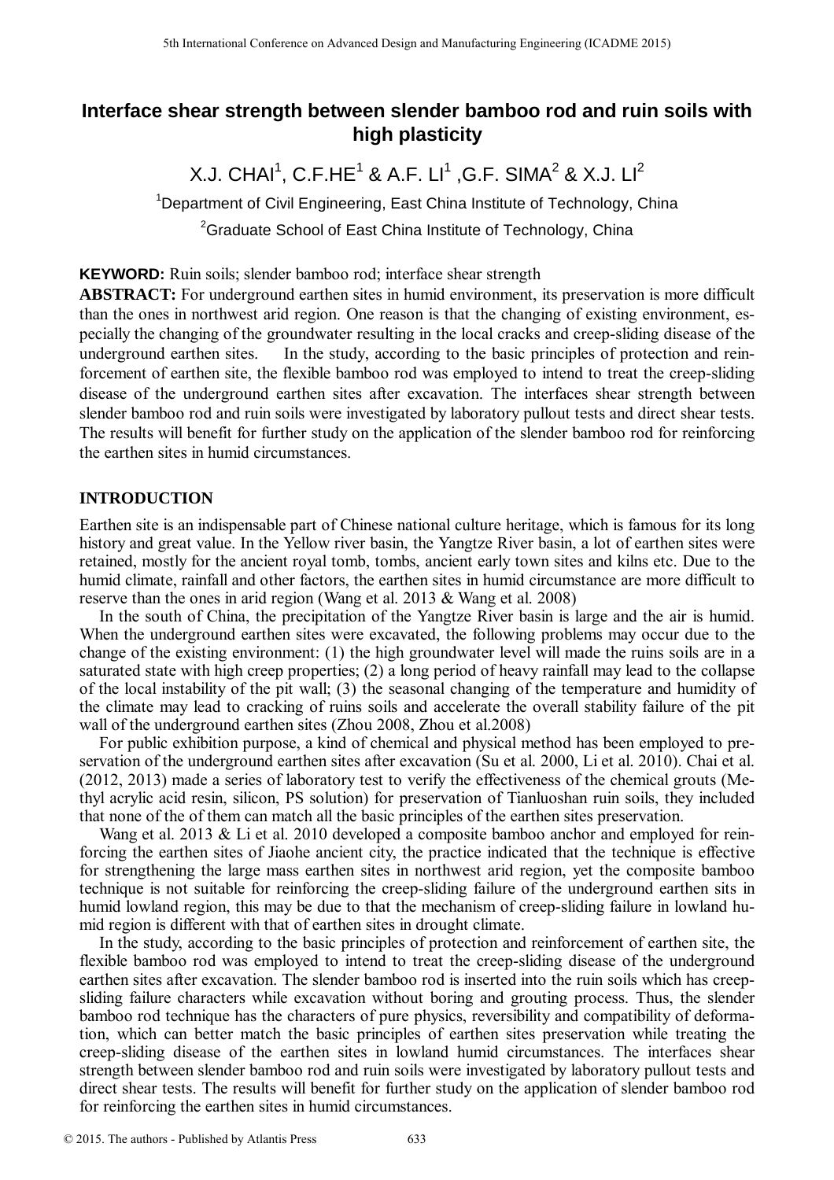# Interface shear strength between slender bamboo rod and ruin soils with high plasticity

X.J. CHAI[1], C.F.HE[1] & A.F. LI[1] ,G.F. SIMA[2] & X.J. LI[2]

[1]Department of Civil Engineering, East China Institute of Technology, China

[2]Graduate School of East China Institute of Technology, China

**KEYWORD:** Ruin soils; slender bamboo rod; interface shear strength

**ABSTRACT:** For underground earthen sites in humid environment, its preservation is more difficult than the ones in northwest arid region. One reason is that the changing of existing environment, especially the changing of the groundwater resulting in the local cracks and creep-sliding disease of the underground earthen sites. In the study, according to the basic principles of protection and reinforcement of earthen site, the flexible bamboo rod was employed to intend to treat the creep-sliding disease of the underground earthen sites after excavation. The interfaces shear strength between slender bamboo rod and ruin soils were investigated by laboratory pullout tests and direct shear tests. The results will benefit for further study on the application of the slender bamboo rod for reinforcing the earthen sites in humid circumstances.

## INTRODUCTION

Earthen site is an indispensable part of Chinese national culture heritage, which is famous for its long history and great value. In the Yellow river basin, the Yangtze River basin, a lot of earthen sites were retained, mostly for the ancient royal tomb, tombs, ancient early town sites and kilns etc. Due to the humid climate, rainfall and other factors, the earthen sites in humid circumstance are more difficult to reserve than the ones in arid region (Wang et al. 2013 & Wang et al. 2008)

In the south of China, the precipitation of the Yangtze River basin is large and the air is humid. When the underground earthen sites were excavated, the following problems may occur due to the change of the existing environment: (1) the high groundwater level will made the ruins soils are in a saturated state with high creep properties; (2) a long period of heavy rainfall may lead to the collapse of the local instability of the pit wall; (3) the seasonal changing of the temperature and humidity of the climate may lead to cracking of ruins soils and accelerate the overall stability failure of the pit wall of the underground earthen sites (Zhou 2008, Zhou et al.2008)

For public exhibition purpose, a kind of chemical and physical method has been employed to preservation of the underground earthen sites after excavation (Su et al. 2000, Li et al. 2010). Chai et al. (2012, 2013) made a series of laboratory test to verify the effectiveness of the chemical grouts (Methyl acrylic acid resin, silicon, PS solution) for preservation of Tianluoshan ruin soils, they included that none of the of them can match all the basic principles of the earthen sites preservation.

Wang et al. 2013 & Li et al. 2010 developed a composite bamboo anchor and employed for reinforcing the earthen sites of Jiaohe ancient city, the practice indicated that the technique is effective for strengthening the large mass earthen sites in northwest arid region, yet the composite bamboo technique is not suitable for reinforcing the creep-sliding failure of the underground earthen sits in humid lowland region, this may be due to that the mechanism of creep-sliding failure in lowland humid region is different with that of earthen sites in drought climate.

In the study, according to the basic principles of protection and reinforcement of earthen site, the flexible bamboo rod was employed to intend to treat the creep-sliding disease of the underground earthen sites after excavation. The slender bamboo rod is inserted into the ruin soils which has creep-sliding failure characters while excavation without boring and grouting process. Thus, the slender bamboo rod technique has the characters of pure physics, reversibility and compatibility of deformation, which can better match the basic principles of earthen sites preservation while treating the creep-sliding disease of the earthen sites in lowland humid circumstances. The interfaces shear strength between slender bamboo rod and ruin soils were investigated by laboratory pullout tests and direct shear tests. The results will benefit for further study on the application of slender bamboo rod for reinforcing the earthen sites in humid circumstances.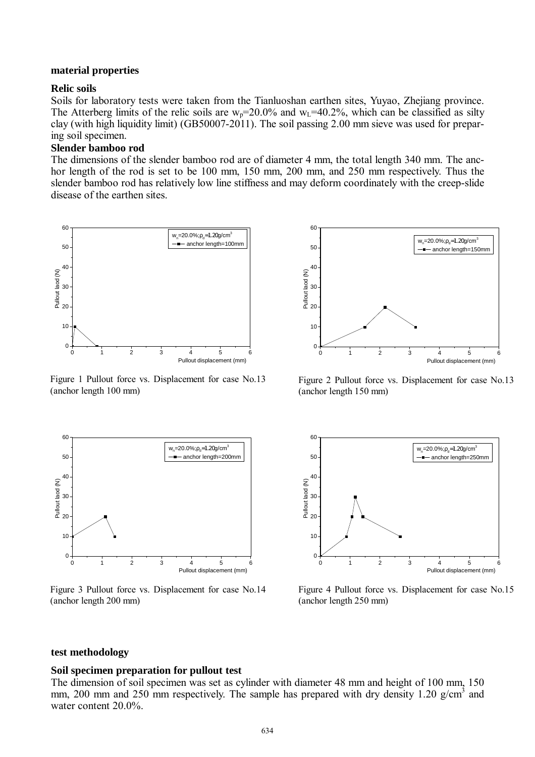**material properties**

**Relic soils**

Soils for laboratory tests were taken from the Tianluoshan earthen sites, Yuyao, Zhejiang province. The Atterberg limits of the relic soils are $w_p$=20.0% and $w_L$=40.2%, which can be classified as silty clay (with high liquidity limit) (GB50007-2011). The soil passing 2.00 mm sieve was used for preparing soil specimen.

**Slender bamboo rod**

The dimensions of the slender bamboo rod are of diameter 4 mm, the total length 340 mm. The anchor length of the rod is set to be 100 mm, 150 mm, 200 mm, and 250 mm respectively. Thus the slender bamboo rod has relatively low line stiffness and may deform coordinately with the creep-slide disease of the earthen sites.

Figure 1 Pullout force vs. Displacement for case No.13 (anchor length 100 mm)

Figure 2 Pullout force vs. Displacement for case No.13 (anchor length 150 mm)

Figure 3 Pullout force vs. Displacement for case No.14 (anchor length 200 mm)

Figure 4 Pullout force vs. Displacement for case No.15 (anchor length 250 mm)

**test methodology**

**Soil specimen preparation for pullout test**

The dimension of soil specimen was set as cylinder with diameter 48 mm and height of 100 mm, 150 mm, 200 mm and 250 mm respectively. The sample has prepared with dry density 1.20 g/cm$^3$ and water content 20.0%.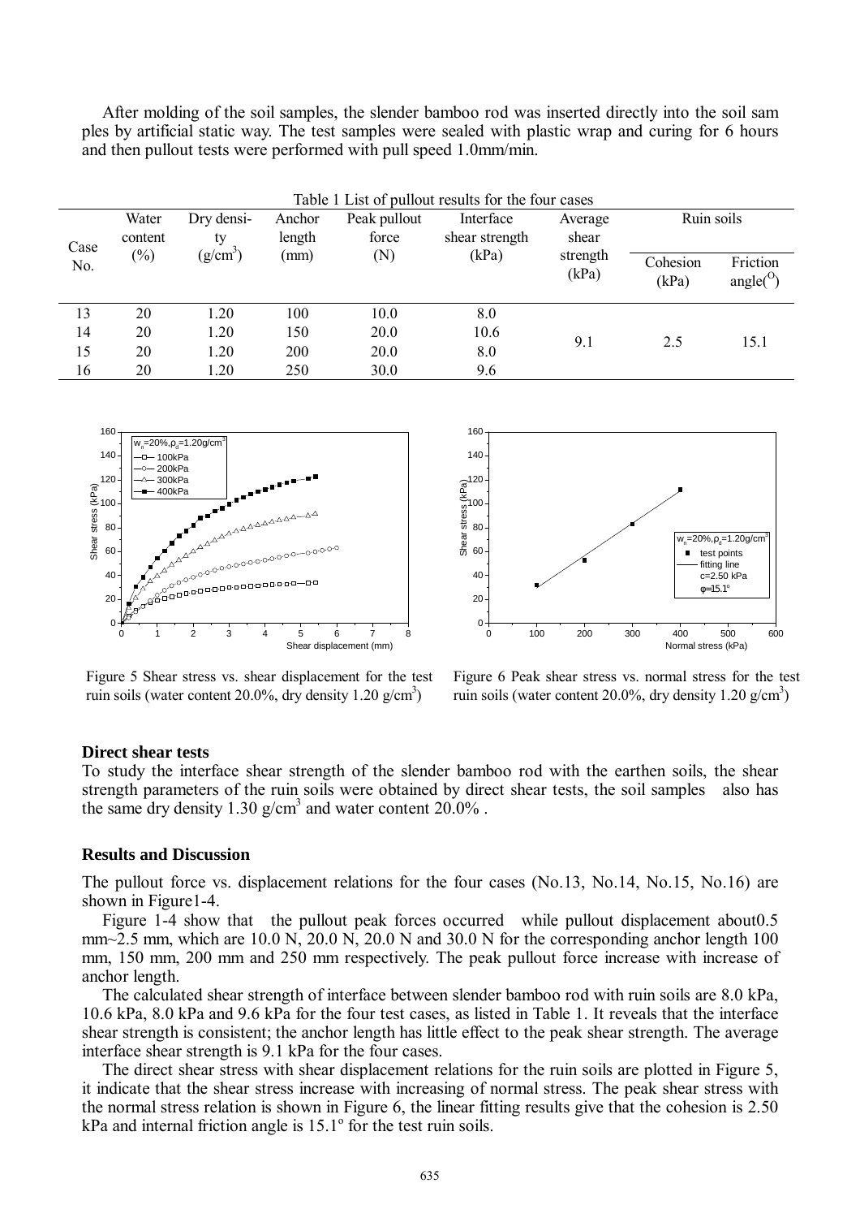After molding of the soil samples, the slender bamboo rod was inserted directly into the soil sam ples by artificial static way. The test samples were sealed with plastic wrap and curing for 6 hours and then pullout tests were performed with pull speed 1.0mm/min.

Table 1 List of pullout results for the four cases

| Case No. | Water content (%) | Dry density ($g/cm^3$) | Anchor length (mm) | Peak pullout force (N) | Interface shear strength (kPa) | Average shear strength (kPa) | Ruin soils | |
|---|---|---|---|---|---|---|---|---|
| | | | | | | | Cohesion (kPa) | Friction angle($^O$) |
| 13 | 20 | 1.20 | 100 | 10.0 | 8.0 | 9.1 | 2.5 | 15.1 |
| 14 | 20 | 1.20 | 150 | 20.0 | 10.6 | | | |
| 15 | 20 | 1.20 | 200 | 20.0 | 8.0 | | | |
| 16 | 20 | 1.20 | 250 | 30.0 | 9.6 | | | |

Figure 5 Shear stress vs. shear displacement for the test ruin soils (water content 20.0%, dry density 1.20 $g/cm^3$)

Figure 6 Peak shear stress vs. normal stress for the test ruin soils (water content 20.0%, dry density 1.20 $g/cm^3$)

**Direct shear tests**

To study the interface shear strength of the slender bamboo rod with the earthen soils, the shear strength parameters of the ruin soils were obtained by direct shear tests, the soil samples also has the same dry density 1.30 $g/cm^3$ and water content 20.0% .

**Results and Discussion**

The pullout force vs. displacement relations for the four cases (No.13, No.14, No.15, No.16) are shown in Figure1-4.

Figure 1-4 show that the pullout peak forces occurred while pullout displacement about0.5 mm~2.5 mm, which are 10.0 N, 20.0 N, 20.0 N and 30.0 N for the corresponding anchor length 100 mm, 150 mm, 200 mm and 250 mm respectively. The peak pullout force increase with increase of anchor length.

The calculated shear strength of interface between slender bamboo rod with ruin soils are 8.0 kPa, 10.6 kPa, 8.0 kPa and 9.6 kPa for the four test cases, as listed in Table 1. It reveals that the interface shear strength is consistent; the anchor length has little effect to the peak shear strength. The average interface shear strength is 9.1 kPa for the four cases.

The direct shear stress with shear displacement relations for the ruin soils are plotted in Figure 5, it indicate that the shear stress increase with increasing of normal stress. The peak shear stress with the normal stress relation is shown in Figure 6, the linear fitting results give that the cohesion is 2.50 kPa and internal friction angle is 15.1$^o$ for the test ruin soils.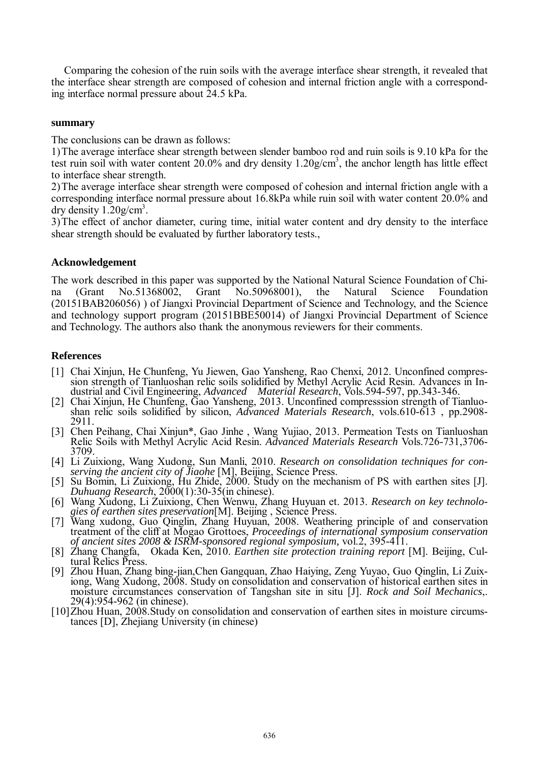Comparing the cohesion of the ruin soils with the average interface shear strength, it revealed that the interface shear strength are composed of cohesion and internal friction angle with a corresponding interface normal pressure about 24.5 kPa.

**summary**

The conclusions can be drawn as follows:

1) The average interface shear strength between slender bamboo rod and ruin soils is 9.10 kPa for the test ruin soil with water content 20.0% and dry density 1.20g/cm$^3$, the anchor length has little effect to interface shear strength.

2) The average interface shear strength were composed of cohesion and internal friction angle with a corresponding interface normal pressure about 16.8kPa while ruin soil with water content 20.0% and dry density 1.20g/cm$^3$.

3) The effect of anchor diameter, curing time, initial water content and dry density to the interface shear strength should be evaluated by further laboratory tests.,

## Acknowledgement

The work described in this paper was supported by the National Natural Science Foundation of China (Grant No.51368002, Grant No.50968001), the Natural Science Foundation (20151BAB206056) ) of Jiangxi Provincial Department of Science and Technology, and the Science and technology support program (20151BBE50014) of Jiangxi Provincial Department of Science and Technology. The authors also thank the anonymous reviewers for their comments.

## References

[1] Chai Xinjun, He Chunfeng, Yu Jiewen, Gao Yansheng, Rao Chenxi, 2012. Unconfined compression strength of Tianluoshan relic soils solidified by Methyl Acrylic Acid Resin. Advances in Industrial and Civil Engineering, *Advanced Material Research*, Vols.594-597, pp.343-346.

[2] Chai Xinjun, He Chunfeng, Gao Yansheng, 2013. Unconfined compresssion strength of Tianluoshan relic soils solidified by silicon, *Advanced Materials Research*, vols.610-613 , pp.2908-2911.

[3] Chen Peihang, Chai Xinjun*, Gao Jinhe , Wang Yujiao, 2013. Permeation Tests on Tianluoshan Relic Soils with Methyl Acrylic Acid Resin. *Advanced Materials Research* Vols.726-731,3706-3709.

[4] Li Zuixiong, Wang Xudong, Sun Manli, 2010. *Research on consolidation techniques for conserving the ancient city of Jiaohe* [M], Beijing, Science Press.

[5] Su Bomin, Li Zuixiong, Hu Zhide, 2000. Study on the mechanism of PS with earthen sites [J]. *Duhuang Research*, 2000(1):30-35(in chinese).

[6] Wang Xudong, Li Zuixiong, Chen Wenwu, Zhang Huyuan et. 2013. *Research on key technologies of earthen sites preservation*[M]. Beijing , Science Press.

[7] Wang xudong, Guo Qinglin, Zhang Huyuan, 2008. Weathering principle of and conservation treatment of the cliff at Mogao Grottoes, *Proceedings of international symposium conservation of ancient sites 2008 & ISRM-sponsored regional symposium,* vol.2, 395-411.

[8] Zhang Changfa, Okada Ken, 2010. *Earthen site protection training report* [M]. Beijing, Cultural Relics Press.

[9] Zhou Huan, Zhang bing-jian,Chen Gangquan, Zhao Haiying, Zeng Yuyao, Guo Qinglin, Li Zuixiong, Wang Xudong, 2008. Study on consolidation and conservation of historical earthen sites in moisture circumstances conservation of Tangshan site in situ [J]. *Rock and Soil Mechanics*,. 29(4):954-962 (in chinese).

[10] Zhou Huan, 2008.Study on consolidation and conservation of earthen sites in moisture circumstances [D], Zhejiang University (in chinese)